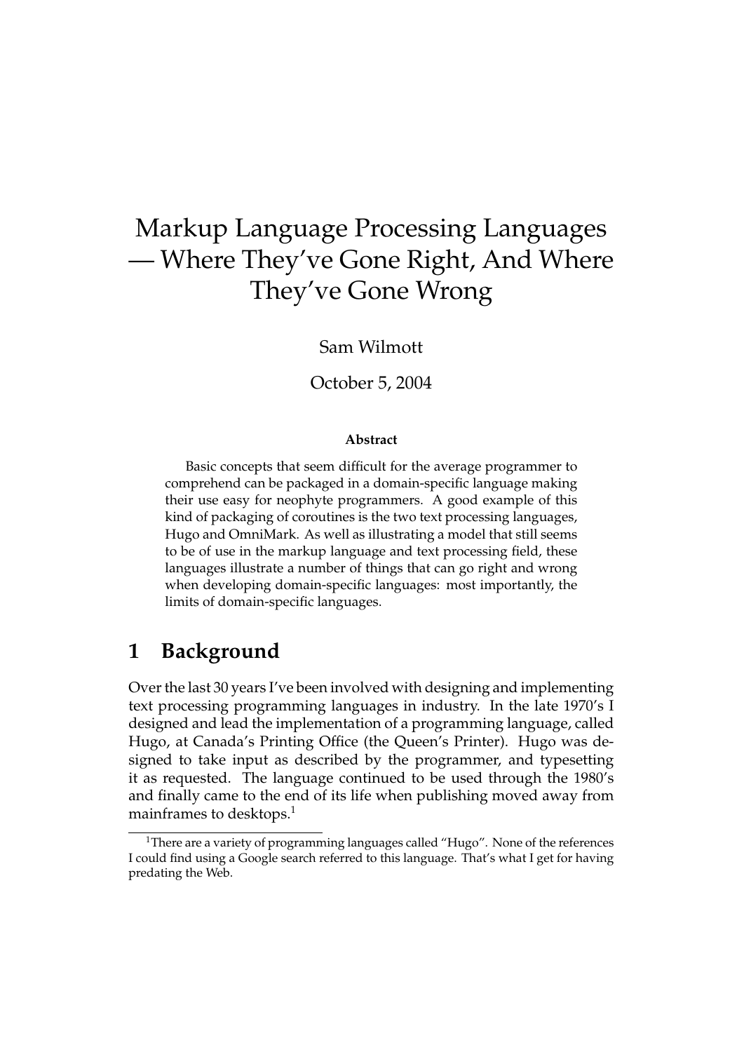# Markup Language Processing Languages — Where They've Gone Right, And Where They've Gone Wrong

Sam Wilmott

October 5, 2004

**Abstract**

Basic concepts that seem difficult for the average programmer to comprehend can be packaged in a domain-specific language making their use easy for neophyte programmers. A good example of this kind of packaging of coroutines is the two text processing languages, Hugo and OmniMark. As well as illustrating a model that still seems to be of use in the markup language and text processing field, these languages illustrate a number of things that can go right and wrong when developing domain-specific languages: most importantly, the limits of domain-specific languages.

## 1 Background

Over the last 30 years I've been involved with designing and implementing text processing programming languages in industry. In the late 1970's I designed and lead the implementation of a programming language, called Hugo, at Canada's Printing Office (the Queen's Printer). Hugo was designed to take input as described by the programmer, and typesetting it as requested. The language continued to be used through the 1980's and finally came to the end of its life when publishing moved away from mainframes to desktops.[1]

[1]There are a variety of programming languages called "Hugo". None of the references I could find using a Google search referred to this language. That's what I get for having predating the Web.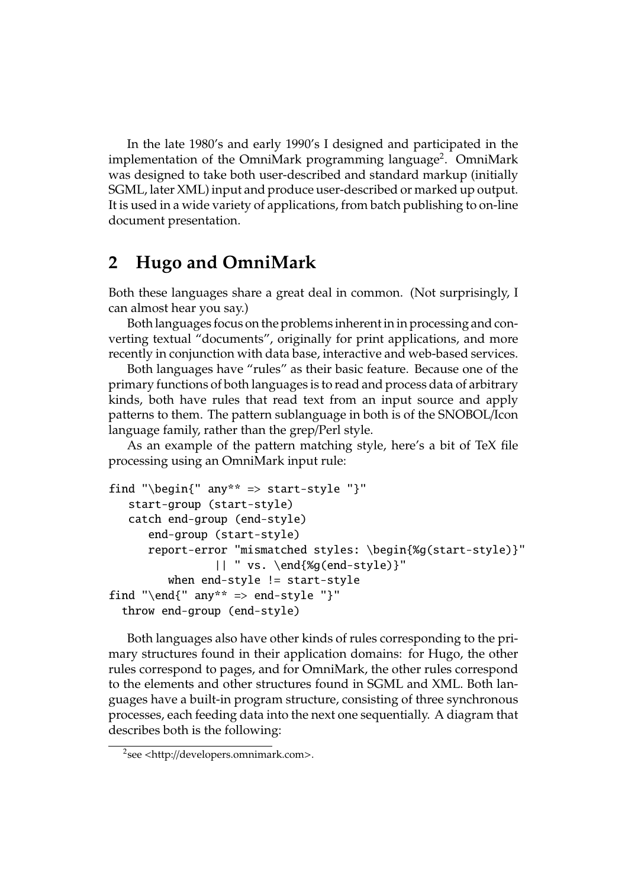In the late 1980's and early 1990's I designed and participated in the implementation of the OmniMark programming language[2]. OmniMark was designed to take both user-described and standard markup (initially SGML, later XML) input and produce user-described or marked up output. It is used in a wide variety of applications, from batch publishing to on-line document presentation.

## 2 Hugo and OmniMark

Both these languages share a great deal in common. (Not surprisingly, I can almost hear you say.)

Both languages focus on the problems inherent in in processing and converting textual "documents", originally for print applications, and more recently in conjunction with data base, interactive and web-based services.

Both languages have "rules" as their basic feature. Because one of the primary functions of both languages is to read and process data of arbitrary kinds, both have rules that read text from an input source and apply patterns to them. The pattern sublanguage in both is of the SNOBOL/Icon language family, rather than the grep/Perl style.

As an example of the pattern matching style, here's a bit of TeX file processing using an OmniMark input rule:

```
find "\begin{" any** => start-style "}"
   start-group (start-style)
   catch end-group (end-style)
      end-group (start-style)
      report-error "mismatched styles: \begin{%g(start-style)}"
                || " vs. \end{%g(end-style)}"
         when end-style != start-style
find "\end{" any** => end-style "}"
  throw end-group (end-style)
```

Both languages also have other kinds of rules corresponding to the primary structures found in their application domains: for Hugo, the other rules correspond to pages, and for OmniMark, the other rules correspond to the elements and other structures found in SGML and XML. Both languages have a built-in program structure, consisting of three synchronous processes, each feeding data into the next one sequentially. A diagram that describes both is the following:

[2] see <http://developers.omnimark.com>.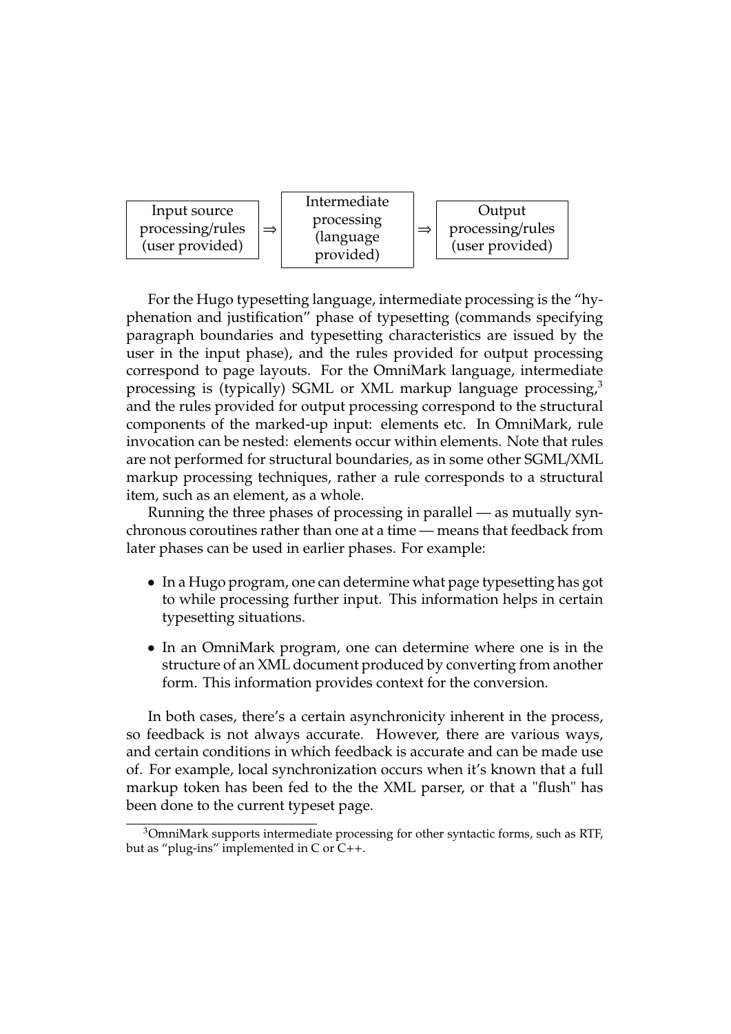| Input source processing/rules (user provided) | ⇒ | Intermediate processing (language provided) | ⇒ | Output processing/rules (user provided) |
| --- | --- | --- | --- | --- |

For the Hugo typesetting language, intermediate processing is the "hyphenation and justification" phase of typesetting (commands specifying paragraph boundaries and typesetting characteristics are issued by the user in the input phase), and the rules provided for output processing correspond to page layouts. For the OmniMark language, intermediate processing is (typically) SGML or XML markup language processing,[3] and the rules provided for output processing correspond to the structural components of the marked-up input: elements etc. In OmniMark, rule invocation can be nested: elements occur within elements. Note that rules are not performed for structural boundaries, as in some other SGML/XML markup processing techniques, rather a rule corresponds to a structural item, such as an element, as a whole.

Running the three phases of processing in parallel — as mutually synchronous coroutines rather than one at a time — means that feedback from later phases can be used in earlier phases. For example:

- In a Hugo program, one can determine what page typesetting has got to while processing further input. This information helps in certain typesetting situations.
- In an OmniMark program, one can determine where one is in the structure of an XML document produced by converting from another form. This information provides context for the conversion.

In both cases, there's a certain asynchronicity inherent in the process, so feedback is not always accurate. However, there are various ways, and certain conditions in which feedback is accurate and can be made use of. For example, local synchronization occurs when it's known that a full markup token has been fed to the the XML parser, or that a "flush" has been done to the current typeset page.

[3] OmniMark supports intermediate processing for other syntactic forms, such as RTF, but as "plug-ins" implemented in C or C++.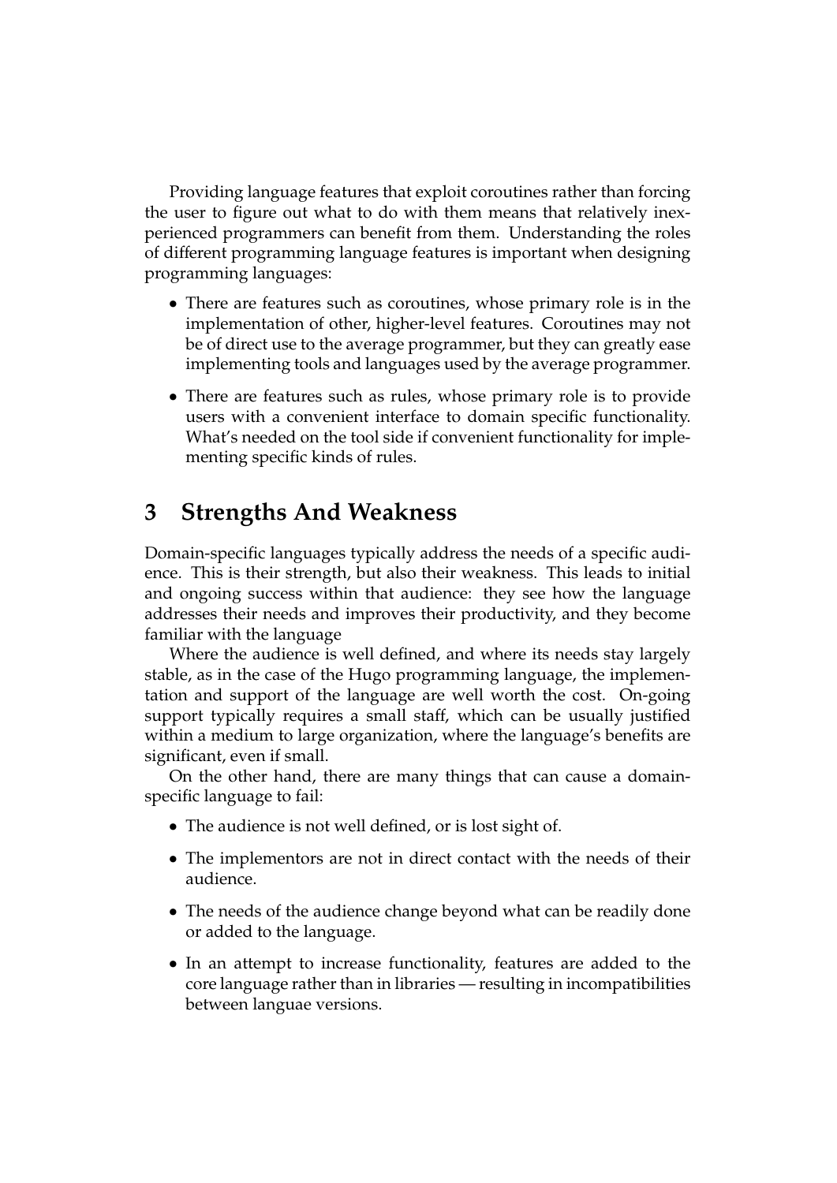Providing language features that exploit coroutines rather than forcing the user to figure out what to do with them means that relatively inexperienced programmers can benefit from them. Understanding the roles of different programming language features is important when designing programming languages:

- There are features such as coroutines, whose primary role is in the implementation of other, higher-level features. Coroutines may not be of direct use to the average programmer, but they can greatly ease implementing tools and languages used by the average programmer.
- There are features such as rules, whose primary role is to provide users with a convenient interface to domain specific functionality. What's needed on the tool side if convenient functionality for implementing specific kinds of rules.

## 3 Strengths And Weakness

Domain-specific languages typically address the needs of a specific audience. This is their strength, but also their weakness. This leads to initial and ongoing success within that audience: they see how the language addresses their needs and improves their productivity, and they become familiar with the language

Where the audience is well defined, and where its needs stay largely stable, as in the case of the Hugo programming language, the implementation and support of the language are well worth the cost. On-going support typically requires a small staff, which can be usually justified within a medium to large organization, where the language's benefits are significant, even if small.

On the other hand, there are many things that can cause a domain-specific language to fail:

- The audience is not well defined, or is lost sight of.
- The implementors are not in direct contact with the needs of their audience.
- The needs of the audience change beyond what can be readily done or added to the language.
- In an attempt to increase functionality, features are added to the core language rather than in libraries — resulting in incompatibilities between languae versions.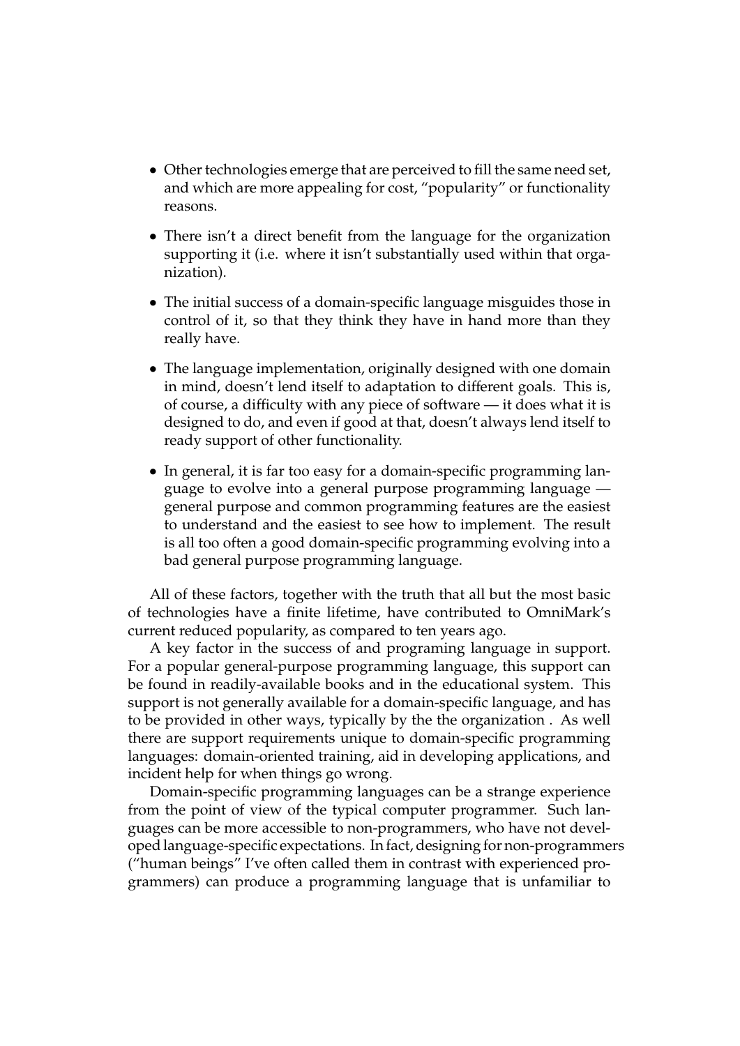- Other technologies emerge that are perceived to fill the same need set, and which are more appealing for cost, "popularity" or functionality reasons.

- There isn't a direct benefit from the language for the organization supporting it (i.e. where it isn't substantially used within that organization).

- The initial success of a domain-specific language misguides those in control of it, so that they think they have in hand more than they really have.

- The language implementation, originally designed with one domain in mind, doesn't lend itself to adaptation to different goals. This is, of course, a difficulty with any piece of software — it does what it is designed to do, and even if good at that, doesn't always lend itself to ready support of other functionality.

- In general, it is far too easy for a domain-specific programming language to evolve into a general purpose programming language — general purpose and common programming features are the easiest to understand and the easiest to see how to implement. The result is all too often a good domain-specific programming evolving into a bad general purpose programming language.

All of these factors, together with the truth that all but the most basic of technologies have a finite lifetime, have contributed to OmniMark's current reduced popularity, as compared to ten years ago.

A key factor in the success of and programing language in support. For a popular general-purpose programming language, this support can be found in readily-available books and in the educational system. This support is not generally available for a domain-specific language, and has to be provided in other ways, typically by the the organization . As well there are support requirements unique to domain-specific programming languages: domain-oriented training, aid in developing applications, and incident help for when things go wrong.

Domain-specific programming languages can be a strange experience from the point of view of the typical computer programmer. Such languages can be more accessible to non-programmers, who have not developed language-specific expectations. In fact, designing for non-programmers ("human beings" I've often called them in contrast with experienced programmers) can produce a programming language that is unfamiliar to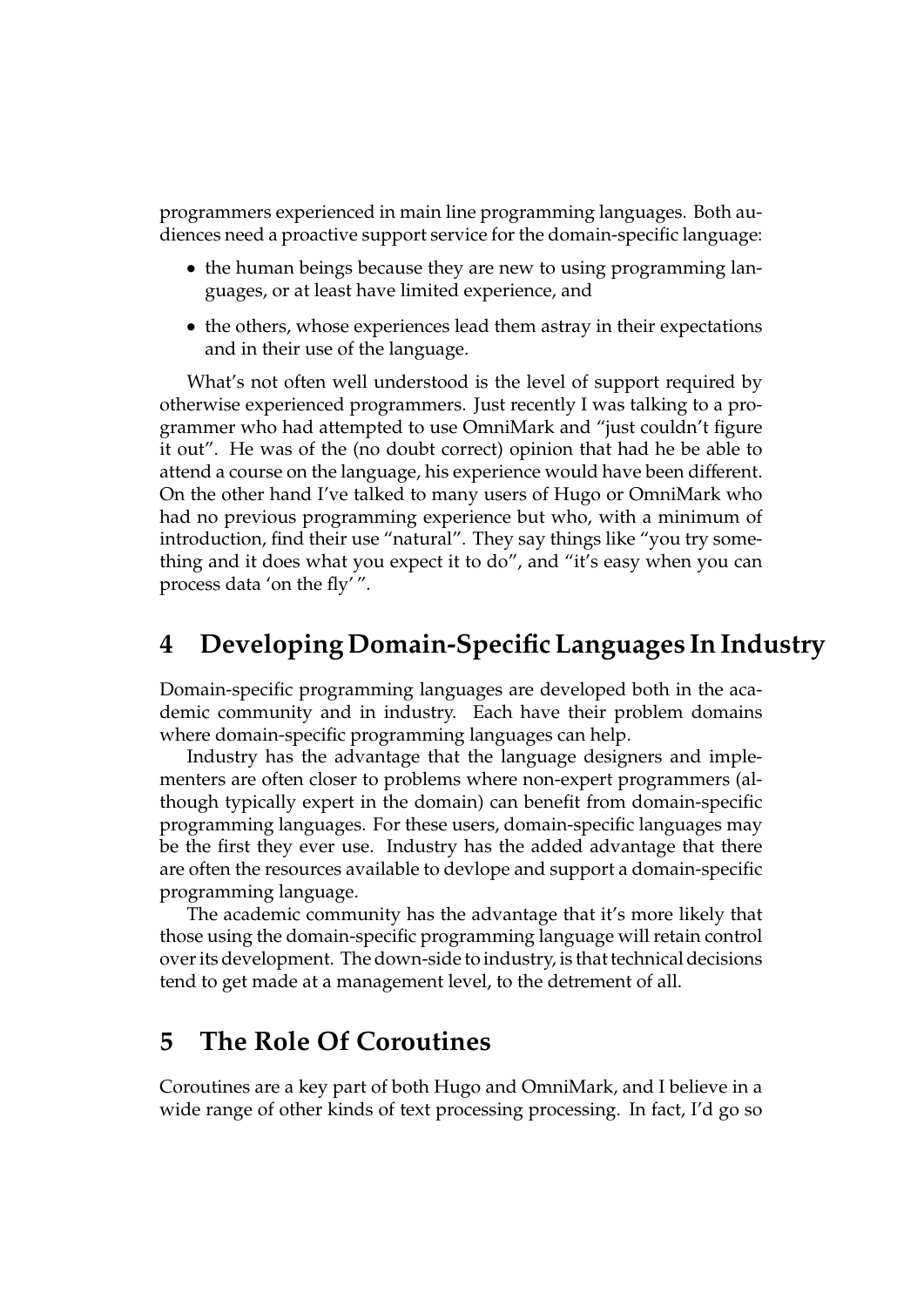programmers experienced in main line programming languages. Both audiences need a proactive support service for the domain-specific language:

- the human beings because they are new to using programming languages, or at least have limited experience, and
- the others, whose experiences lead them astray in their expectations and in their use of the language.

What's not often well understood is the level of support required by otherwise experienced programmers. Just recently I was talking to a programmer who had attempted to use OmniMark and "just couldn't figure it out". He was of the (no doubt correct) opinion that had he be able to attend a course on the language, his experience would have been different. On the other hand I've talked to many users of Hugo or OmniMark who had no previous programming experience but who, with a minimum of introduction, find their use "natural". They say things like "you try something and it does what you expect it to do", and "it's easy when you can process data 'on the fly' ".

## 4 Developing Domain-Specific Languages In Industry

Domain-specific programming languages are developed both in the academic community and in industry. Each have their problem domains where domain-specific programming languages can help.

Industry has the advantage that the language designers and implementers are often closer to problems where non-expert programmers (although typically expert in the domain) can benefit from domain-specific programming languages. For these users, domain-specific languages may be the first they ever use. Industry has the added advantage that there are often the resources available to devlope and support a domain-specific programming language.

The academic community has the advantage that it's more likely that those using the domain-specific programming language will retain control over its development. The down-side to industry, is that technical decisions tend to get made at a management level, to the detrement of all.

## 5 The Role Of Coroutines

Coroutines are a key part of both Hugo and OmniMark, and I believe in a wide range of other kinds of text processing processing. In fact, I'd go so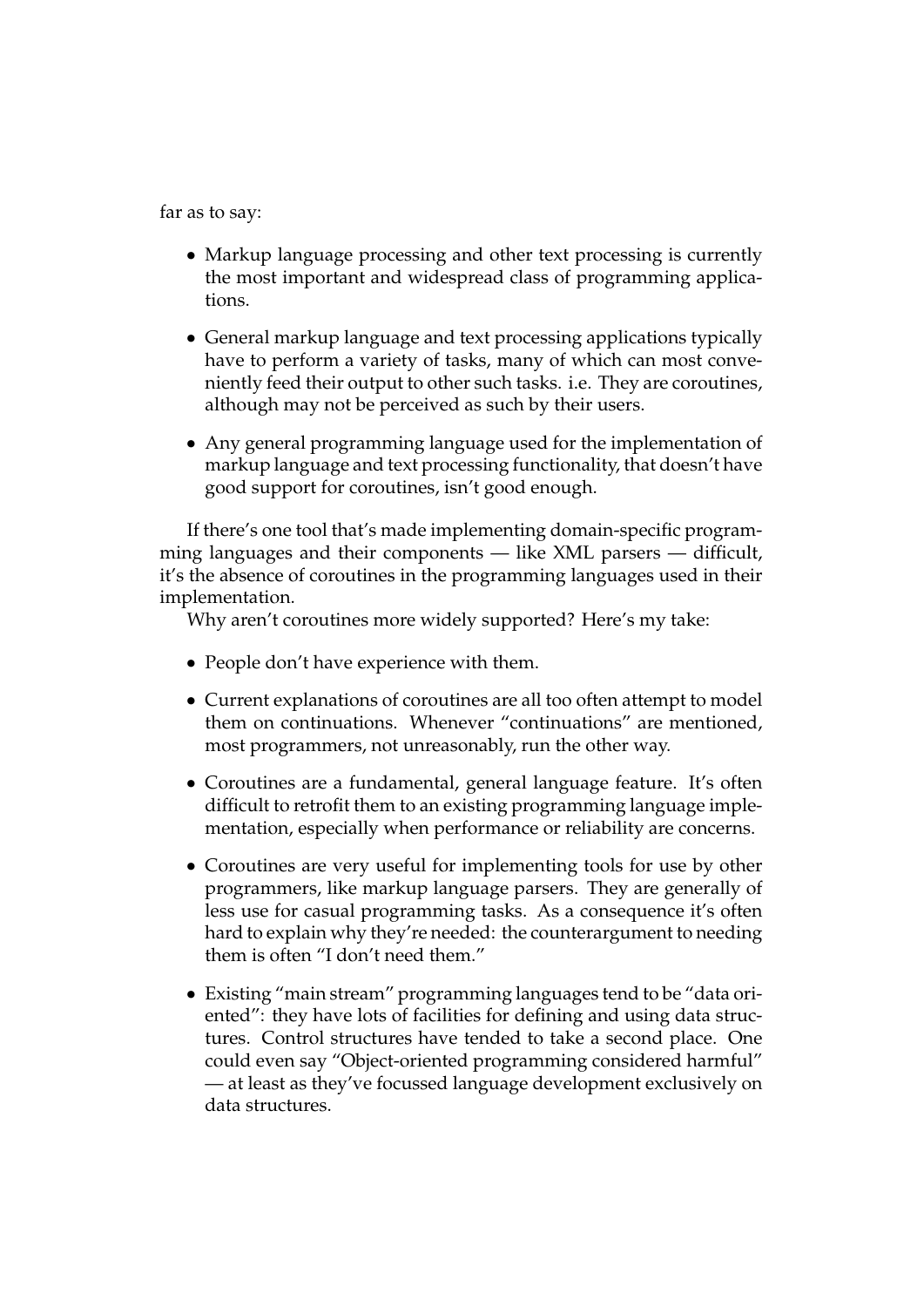far as to say:

- Markup language processing and other text processing is currently the most important and widespread class of programming applications.
- General markup language and text processing applications typically have to perform a variety of tasks, many of which can most conveniently feed their output to other such tasks. i.e. They are coroutines, although may not be perceived as such by their users.
- Any general programming language used for the implementation of markup language and text processing functionality, that doesn't have good support for coroutines, isn't good enough.

If there's one tool that's made implementing domain-specific programming languages and their components — like XML parsers — difficult, it's the absence of coroutines in the programming languages used in their implementation.

Why aren't coroutines more widely supported? Here's my take:

- People don't have experience with them.
- Current explanations of coroutines are all too often attempt to model them on continuations. Whenever "continuations" are mentioned, most programmers, not unreasonably, run the other way.
- Coroutines are a fundamental, general language feature. It's often difficult to retrofit them to an existing programming language implementation, especially when performance or reliability are concerns.
- Coroutines are very useful for implementing tools for use by other programmers, like markup language parsers. They are generally of less use for casual programming tasks. As a consequence it's often hard to explain why they're needed: the counterargument to needing them is often "I don't need them."
- Existing "main stream" programming languages tend to be "data oriented": they have lots of facilities for defining and using data structures. Control structures have tended to take a second place. One could even say "Object-oriented programming considered harmful" — at least as they've focussed language development exclusively on data structures.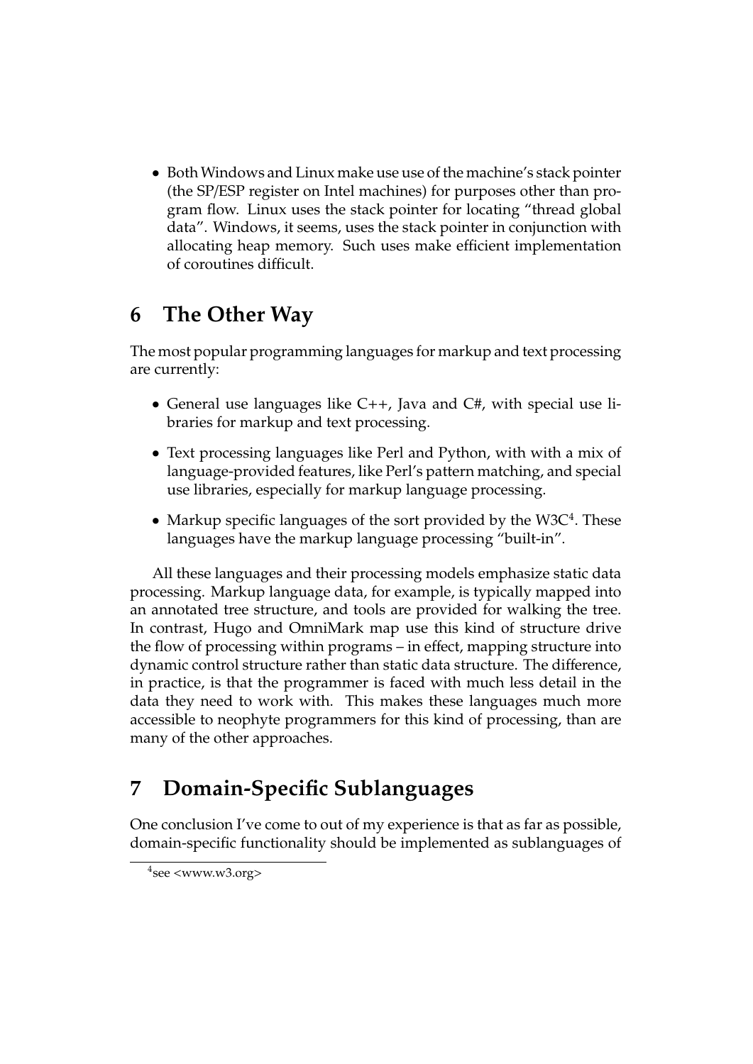- Both Windows and Linux make use use of the machine's stack pointer (the SP/ESP register on Intel machines) for purposes other than program flow. Linux uses the stack pointer for locating "thread global data". Windows, it seems, uses the stack pointer in conjunction with allocating heap memory. Such uses make efficient implementation of coroutines difficult.

## 6 The Other Way

The most popular programming languages for markup and text processing are currently:

- General use languages like C++, Java and C#, with special use libraries for markup and text processing.
- Text processing languages like Perl and Python, with with a mix of language-provided features, like Perl's pattern matching, and special use libraries, especially for markup language processing.
- Markup specific languages of the sort provided by the W3C[4]. These languages have the markup language processing "built-in".

All these languages and their processing models emphasize static data processing. Markup language data, for example, is typically mapped into an annotated tree structure, and tools are provided for walking the tree. In contrast, Hugo and OmniMark map use this kind of structure drive the flow of processing within programs – in effect, mapping structure into dynamic control structure rather than static data structure. The difference, in practice, is that the programmer is faced with much less detail in the data they need to work with. This makes these languages much more accessible to neophyte programmers for this kind of processing, than are many of the other approaches.

## 7 Domain-Specific Sublanguages

One conclusion I've come to out of my experience is that as far as possible, domain-specific functionality should be implemented as sublanguages of

[4] see <www.w3.org>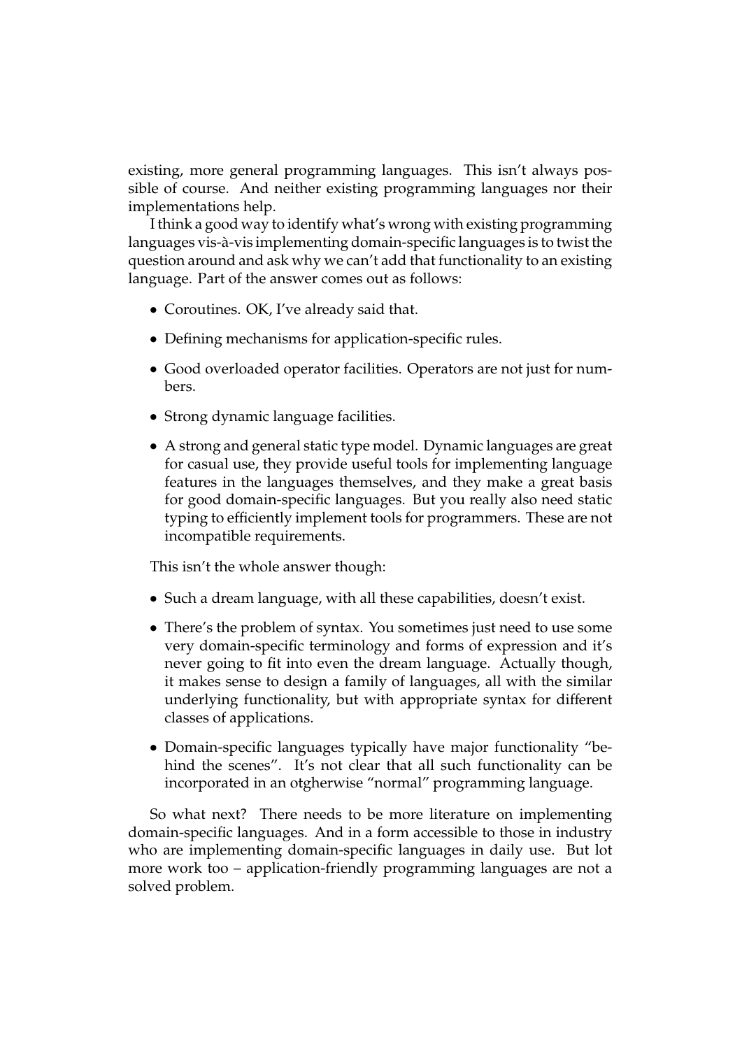existing, more general programming languages. This isn't always possible of course. And neither existing programming languages nor their implementations help.

I think a good way to identify what's wrong with existing programming languages vis-à-vis implementing domain-specific languages is to twist the question around and ask why we can't add that functionality to an existing language. Part of the answer comes out as follows:

- Coroutines. OK, I've already said that.
- Defining mechanisms for application-specific rules.
- Good overloaded operator facilities. Operators are not just for numbers.
- Strong dynamic language facilities.
- A strong and general static type model. Dynamic languages are great for casual use, they provide useful tools for implementing language features in the languages themselves, and they make a great basis for good domain-specific languages. But you really also need static typing to efficiently implement tools for programmers. These are not incompatible requirements.

This isn't the whole answer though:

- Such a dream language, with all these capabilities, doesn't exist.
- There's the problem of syntax. You sometimes just need to use some very domain-specific terminology and forms of expression and it's never going to fit into even the dream language. Actually though, it makes sense to design a family of languages, all with the similar underlying functionality, but with appropriate syntax for different classes of applications.
- Domain-specific languages typically have major functionality "behind the scenes". It's not clear that all such functionality can be incorporated in an otgherwise "normal" programming language.

So what next? There needs to be more literature on implementing domain-specific languages. And in a form accessible to those in industry who are implementing domain-specific languages in daily use. But lot more work too – application-friendly programming languages are not a solved problem.